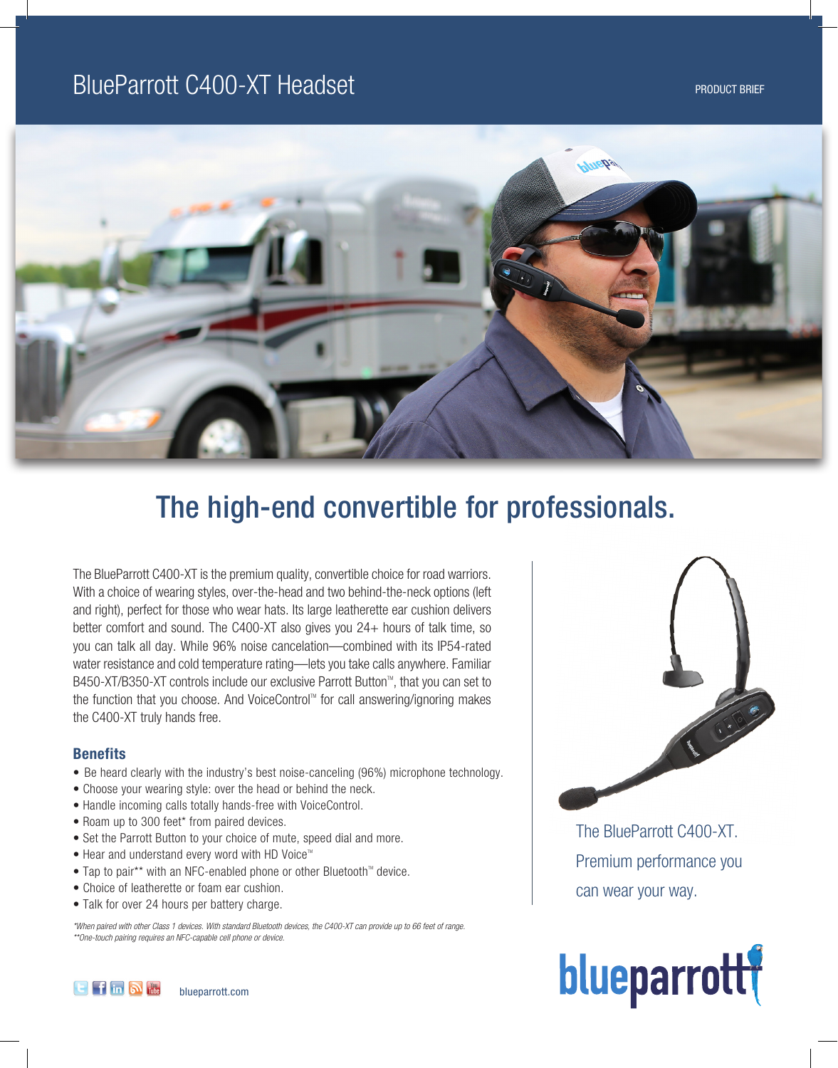# BlueParrott C400-XT Headset

PRODUCT BRIEF

## The high-end convertible for professionals.

The BlueParrott C400-XT is the premium quality, convertible choice for road warriors. With a choice of wearing styles, over-the-head and two behind-the-neck options (left and right), perfect for those who wear hats. Its large leatherette ear cushion delivers better comfort and sound. The C400-XT also gives you 24+ hours of talk time, so you can talk all day. While 96% noise cancelation—combined with its IP54-rated water resistance and cold temperature rating—lets you take calls anywhere. Familiar B450-XT/B350-XT controls include our exclusive Parrott Button™, that you can set to the function that you choose. And VoiceControl™ for call answering/ignoring makes the C400-XT truly hands free.

### Benefits

- Be heard clearly with the industry's best noise-canceling (96%) microphone technology.
- Choose your wearing style: over the head or behind the neck.
- Handle incoming calls totally hands-free with VoiceControl.
- Roam up to 300 feet* from paired devices.
- Set the Parrott Button to your choice of mute, speed dial and more.
- Hear and understand every word with HD Voice™
- Tap to pair** with an NFC-enabled phone or other Bluetooth™ device.
- Choice of leatherette or foam ear cushion.
- Talk for over 24 hours per battery charge.

*\*When paired with other Class 1 devices. With standard Bluetooth devices, the C400-XT can provide up to 66 feet of range.*
*\*\*One-touch pairing requires an NFC-capable cell phone or device.*

The BlueParrott C400-XT. Premium performance you can wear your way.

blueparrott.com

blueparrott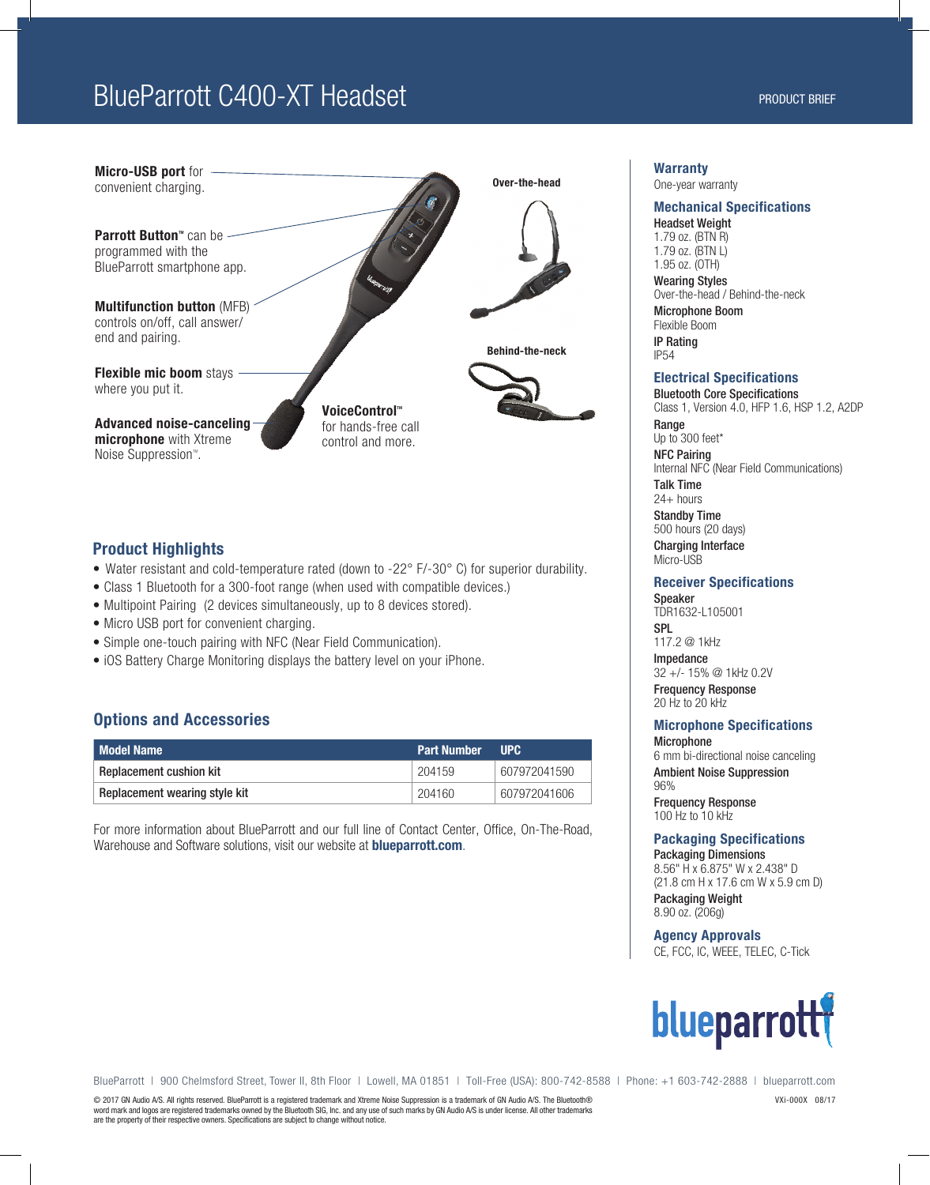# BlueParrott C400-XT Headset

PRODUCT BRIEF

**Micro-USB port** for convenient charging.

**Parrott Button™** can be programmed with the BlueParrott smartphone app.

**Multifunction button** (MFB) controls on/off, call answer/end and pairing.

**Flexible mic boom** stays where you put it.

**Advanced noise-canceling microphone** with Xtreme Noise Suppression™.

**VoiceControl™** for hands-free call control and more.

**Over-the-head**

**Behind-the-neck**

## Product Highlights

- Water resistant and cold-temperature rated (down to -22° F/-30° C) for superior durability.
- Class 1 Bluetooth for a 300-foot range (when used with compatible devices.)
- Multipoint Pairing (2 devices simultaneously, up to 8 devices stored).
- Micro USB port for convenient charging.
- Simple one-touch pairing with NFC (Near Field Communication).
- iOS Battery Charge Monitoring displays the battery level on your iPhone.

## Options and Accessories

| Model Name | Part Number | UPC |
|---|---|---|
| Replacement cushion kit | 204159 | 607972041590 |
| Replacement wearing style kit | 204160 | 607972041606 |

For more information about BlueParrott and our full line of Contact Center, Office, On-The-Road, Warehouse and Software solutions, visit our website at **blueparrott.com**.

## Warranty

One-year warranty

## Mechanical Specifications

**Headset Weight**
1.79 oz. (BTN R)
1.79 oz. (BTN L)
1.95 oz. (OTH)

**Wearing Styles**
Over-the-head / Behind-the-neck

**Microphone Boom**
Flexible Boom

**IP Rating**
IP54

## Electrical Specifications

**Bluetooth Core Specifications**
Class 1, Version 4.0, HFP 1.6, HSP 1.2, A2DP

**Range**
Up to 300 feet*

**NFC Pairing**
Internal NFC (Near Field Communications)

**Talk Time**
24+ hours

**Standby Time**
500 hours (20 days)

**Charging Interface**
Micro-USB

## Receiver Specifications

**Speaker**
TDR1632-L105001

**SPL**
117.2 @ 1kHz

**Impedance**
32 +/- 15% @ 1kHz 0.2V

**Frequency Response**
20 Hz to 20 kHz

## Microphone Specifications

**Microphone**
6 mm bi-directional noise canceling

**Ambient Noise Suppression**
96%

**Frequency Response**
100 Hz to 10 kHz

## Packaging Specifications

**Packaging Dimensions**
8.56" H x 6.875" W x 2.438" D
(21.8 cm H x 17.6 cm W x 5.9 cm D)

**Packaging Weight**
8.90 oz. (206g)

## Agency Approvals

CE, FCC, IC, WEEE, TELEC, C-Tick

blueparrott

BlueParrott | 900 Chelmsford Street, Tower II, 8th Floor | Lowell, MA 01851 | Toll-Free (USA): 800-742-8588 | Phone: +1 603-742-2888 | blueparrott.com

© 2017 GN Audio A/S. All rights reserved. BlueParrott is a registered trademark and Xtreme Noise Suppression is a trademark of GN Audio A/S. The Bluetooth® word mark and logos are registered trademarks owned by the Bluetooth SIG, Inc. and any use of such marks by GN Audio A/S is under license. All other trademarks are the property of their respective owners. Specifications are subject to change without notice.

VXi-000X 08/17